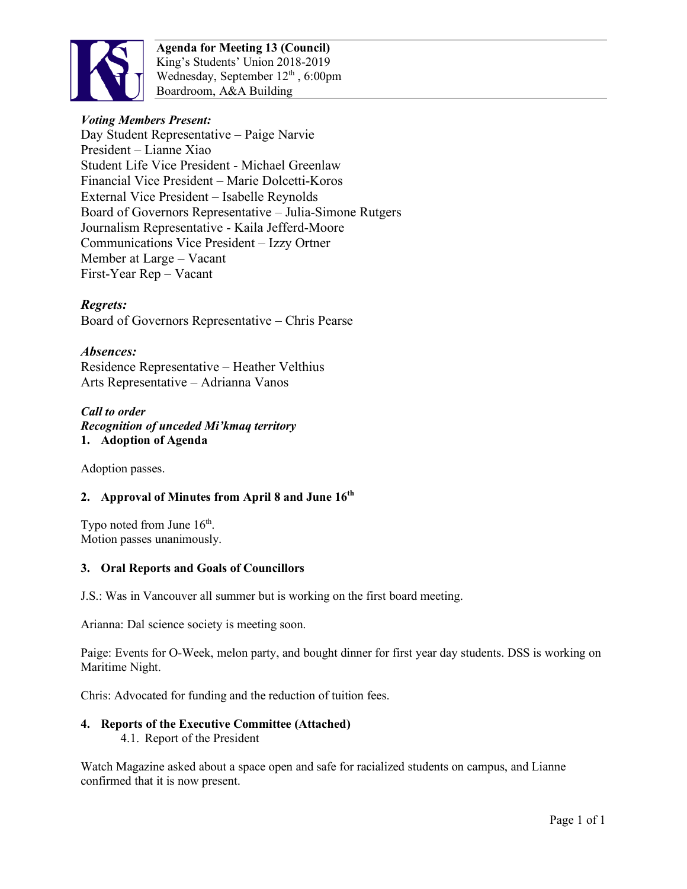**Agenda for Meeting 13 (Council)**
King's Students' Union 2018-2019
Wednesday, September 12th, 6:00pm
Boardroom, A&A Building

***Voting Members Present:***
Day Student Representative – Paige Narvie
President – Lianne Xiao
Student Life Vice President - Michael Greenlaw
Financial Vice President – Marie Dolcetti-Koros
External Vice President – Isabelle Reynolds
Board of Governors Representative – Julia-Simone Rutgers
Journalism Representative - Kaila Jefferd-Moore
Communications Vice President – Izzy Ortner
Member at Large – Vacant
First-Year Rep – Vacant

***Regrets:***
Board of Governors Representative – Chris Pearse

***Absences:***
Residence Representative – Heather Velthius
Arts Representative – Adrianna Vanos

***Call to order***
***Recognition of unceded Mi'kmaq territory***

**1. Adoption of Agenda**

Adoption passes.

**2. Approval of Minutes from April 8 and June 16th**

Typo noted from June 16th.
Motion passes unanimously.

**3. Oral Reports and Goals of Councillors**

J.S.: Was in Vancouver all summer but is working on the first board meeting.

Arianna: Dal science society is meeting soon.

Paige: Events for O-Week, melon party, and bought dinner for first year day students. DSS is working on Maritime Night.

Chris: Advocated for funding and the reduction of tuition fees.

**4. Reports of the Executive Committee (Attached)**

4.1. Report of the President

Watch Magazine asked about a space open and safe for racialized students on campus, and Lianne confirmed that it is now present.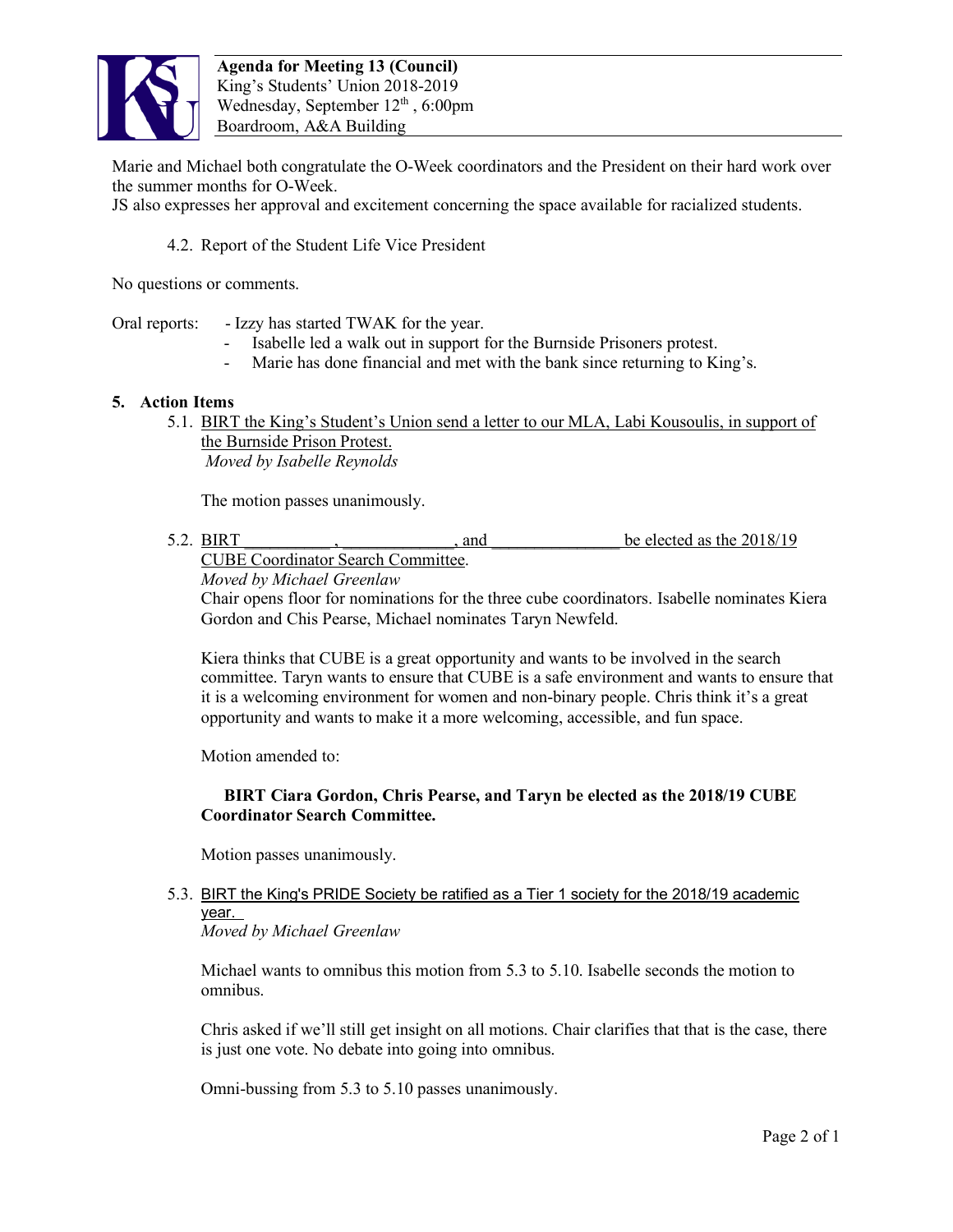Marie and Michael both congratulate the O-Week coordinators and the President on their hard work over the summer months for O-Week.
JS also expresses her approval and excitement concerning the space available for racialized students.

4.2. Report of the Student Life Vice President

No questions or comments.

Oral reports:
- Izzy has started TWAK for the year.
- Isabelle led a walk out in support for the Burnside Prisoners protest.
- Marie has done financial and met with the bank since returning to King's.

## 5. Action Items

5.1. <u>BIRT the King's Student's Union send a letter to our MLA, Labi Kousoulis, in support of the Burnside Prison Protest.</u>
*Moved by Isabelle Reynolds*

The motion passes unanimously.

5.2. <u>BIRT __________ , _____________, and _______________ be elected as the 2018/19 CUBE Coordinator Search Committee</u>.
*Moved by Michael Greenlaw*
Chair opens floor for nominations for the three cube coordinators. Isabelle nominates Kiera Gordon and Chis Pearse, Michael nominates Taryn Newfeld.

Kiera thinks that CUBE is a great opportunity and wants to be involved in the search committee. Taryn wants to ensure that CUBE is a safe environment and wants to ensure that it is a welcoming environment for women and non-binary people. Chris think it's a great opportunity and wants to make it a more welcoming, accessible, and fun space.

Motion amended to:

**BIRT Ciara Gordon, Chris Pearse, and Taryn be elected as the 2018/19 CUBE Coordinator Search Committee.**

Motion passes unanimously.

5.3. <u>BIRT the King's PRIDE Society be ratified as a Tier 1 society for the 2018/19 academic year.</u>
*Moved by Michael Greenlaw*

Michael wants to omnibus this motion from 5.3 to 5.10. Isabelle seconds the motion to omnibus.

Chris asked if we'll still get insight on all motions. Chair clarifies that that is the case, there is just one vote. No debate into going into omnibus.

Omni-bussing from 5.3 to 5.10 passes unanimously.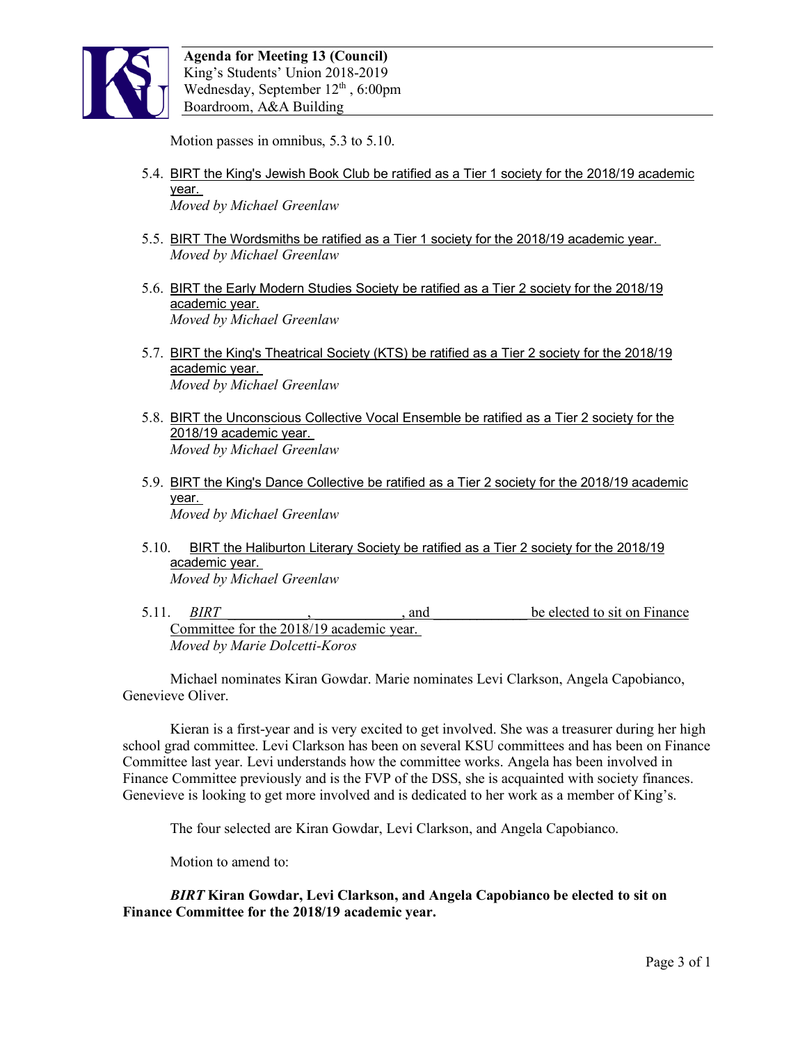Motion passes in omnibus, 5.3 to 5.10.

5.4. BIRT the King's Jewish Book Club be ratified as a Tier 1 society for the 2018/19 academic year.
*Moved by Michael Greenlaw*

5.5. BIRT The Wordsmiths be ratified as a Tier 1 society for the 2018/19 academic year.
*Moved by Michael Greenlaw*

5.6. BIRT the Early Modern Studies Society be ratified as a Tier 2 society for the 2018/19 academic year.
*Moved by Michael Greenlaw*

5.7. BIRT the King's Theatrical Society (KTS) be ratified as a Tier 2 society for the 2018/19 academic year.
*Moved by Michael Greenlaw*

5.8. BIRT the Unconscious Collective Vocal Ensemble be ratified as a Tier 2 society for the 2018/19 academic year.
*Moved by Michael Greenlaw*

5.9. BIRT the King's Dance Collective be ratified as a Tier 2 society for the 2018/19 academic year.
*Moved by Michael Greenlaw*

5.10. BIRT the Haliburton Literary Society be ratified as a Tier 2 society for the 2018/19 academic year.
*Moved by Michael Greenlaw*

5.11. *BIRT* ___________, ___________, and _____________ be elected to sit on Finance Committee for the 2018/19 academic year.
*Moved by Marie Dolcetti-Koros*

Michael nominates Kiran Gowdar. Marie nominates Levi Clarkson, Angela Capobianco, Genevieve Oliver.

Kieran is a first-year and is very excited to get involved. She was a treasurer during her high school grad committee. Levi Clarkson has been on several KSU committees and has been on Finance Committee last year. Levi understands how the committee works. Angela has been involved in Finance Committee previously and is the FVP of the DSS, she is acquainted with society finances. Genevieve is looking to get more involved and is dedicated to her work as a member of King's.

The four selected are Kiran Gowdar, Levi Clarkson, and Angela Capobianco.

Motion to amend to:

***BIRT* Kiran Gowdar, Levi Clarkson, and Angela Capobianco be elected to sit on Finance Committee for the 2018/19 academic year.**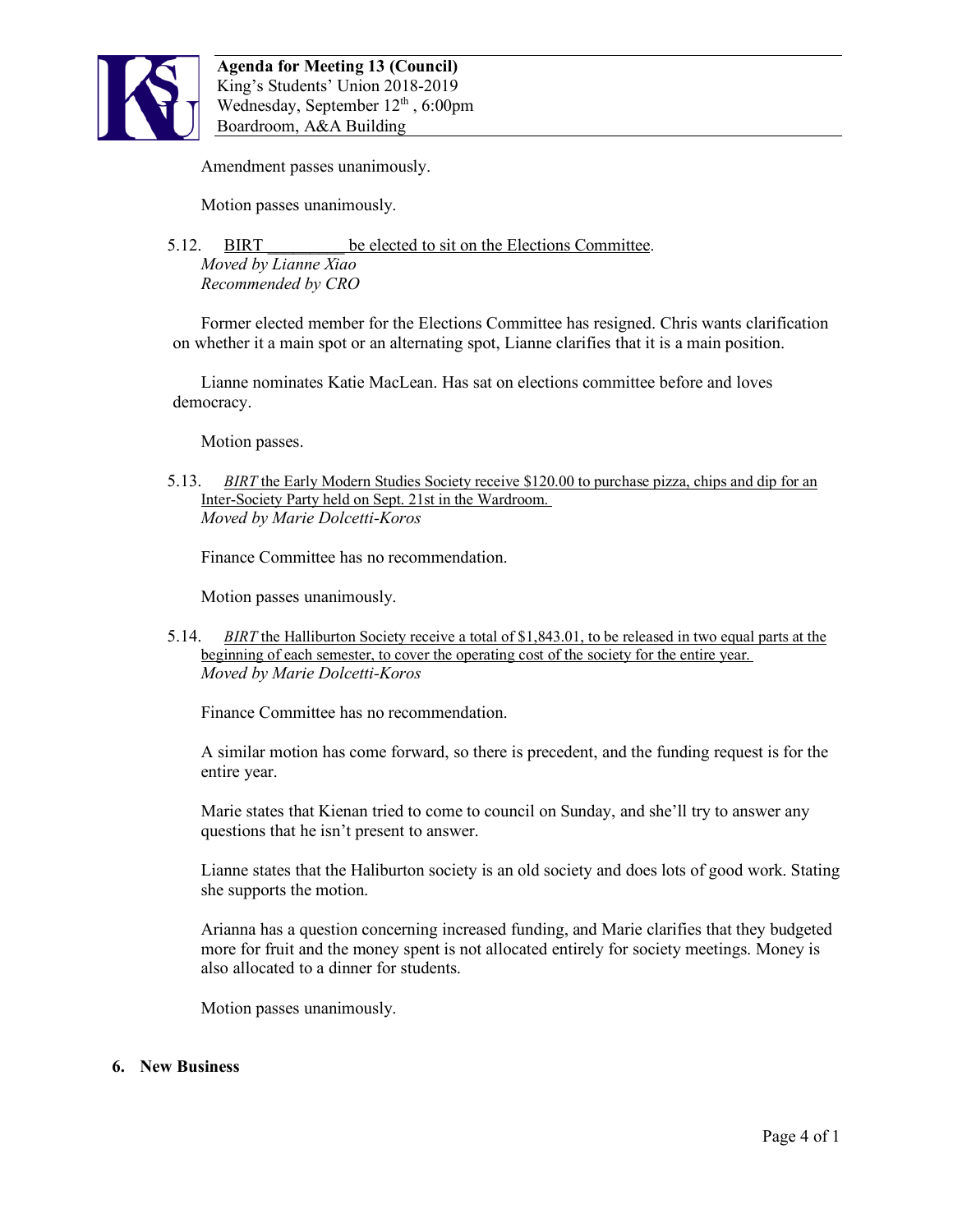Amendment passes unanimously.

Motion passes unanimously.

5.12. BIRT _________ be elected to sit on the Elections Committee.
*Moved by Lianne Xiao*
*Recommended by CRO*

Former elected member for the Elections Committee has resigned. Chris wants clarification on whether it a main spot or an alternating spot, Lianne clarifies that it is a main position.

Lianne nominates Katie MacLean. Has sat on elections committee before and loves democracy.

Motion passes.

5.13. *BIRT* the Early Modern Studies Society receive $120.00 to purchase pizza, chips and dip for an Inter-Society Party held on Sept. 21st in the Wardroom.
*Moved by Marie Dolcetti-Koros*

Finance Committee has no recommendation.

Motion passes unanimously.

5.14. *BIRT* the Halliburton Society receive a total of $1,843.01, to be released in two equal parts at the beginning of each semester, to cover the operating cost of the society for the entire year.
*Moved by Marie Dolcetti-Koros*

Finance Committee has no recommendation.

A similar motion has come forward, so there is precedent, and the funding request is for the entire year.

Marie states that Kienan tried to come to council on Sunday, and she'll try to answer any questions that he isn't present to answer.

Lianne states that the Haliburton society is an old society and does lots of good work. Stating she supports the motion.

Arianna has a question concerning increased funding, and Marie clarifies that they budgeted more for fruit and the money spent is not allocated entirely for society meetings. Money is also allocated to a dinner for students.

Motion passes unanimously.

## 6. New Business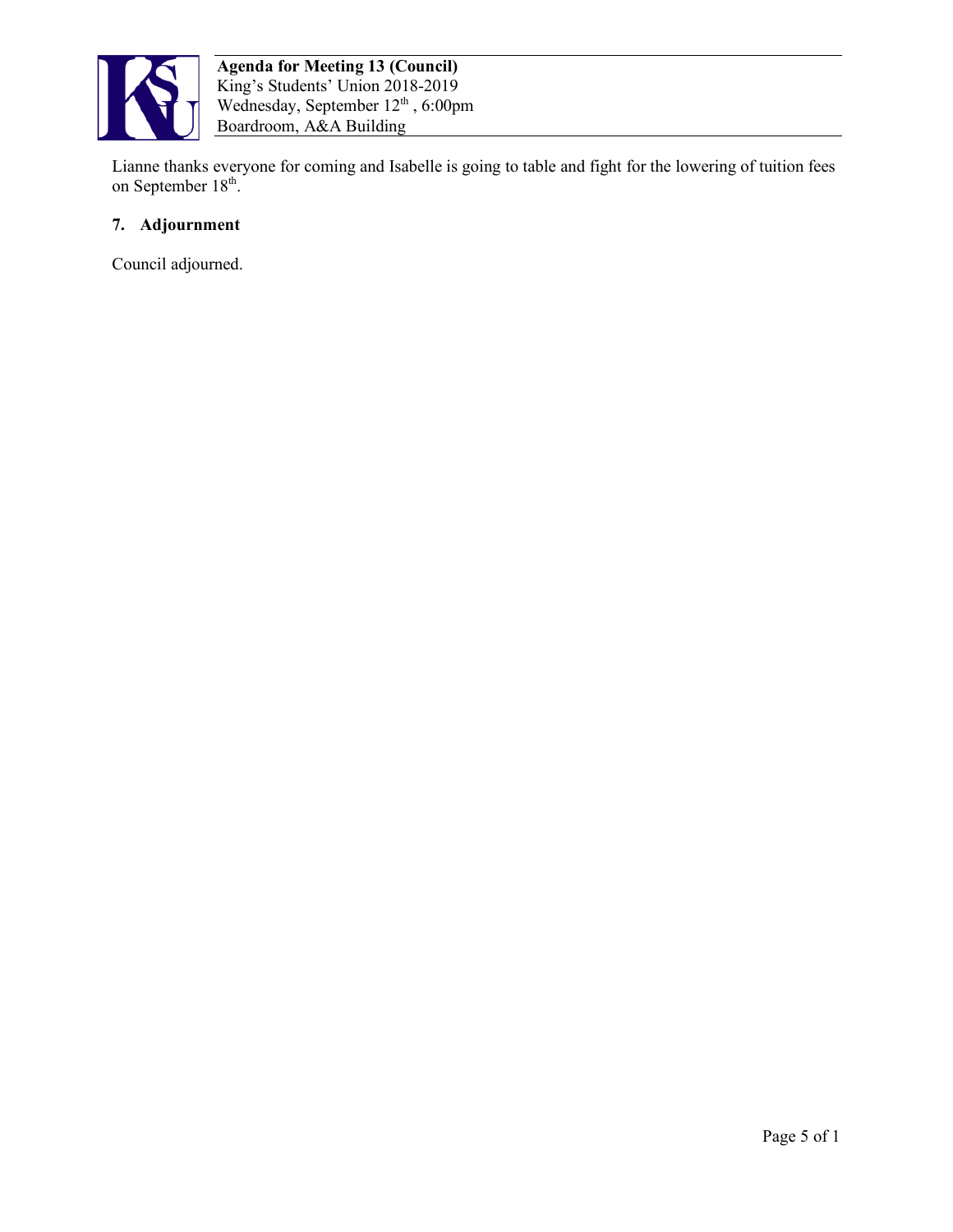Lianne thanks everyone for coming and Isabelle is going to table and fight for the lowering of tuition fees on September 18th.

### 7. Adjournment

Council adjourned.